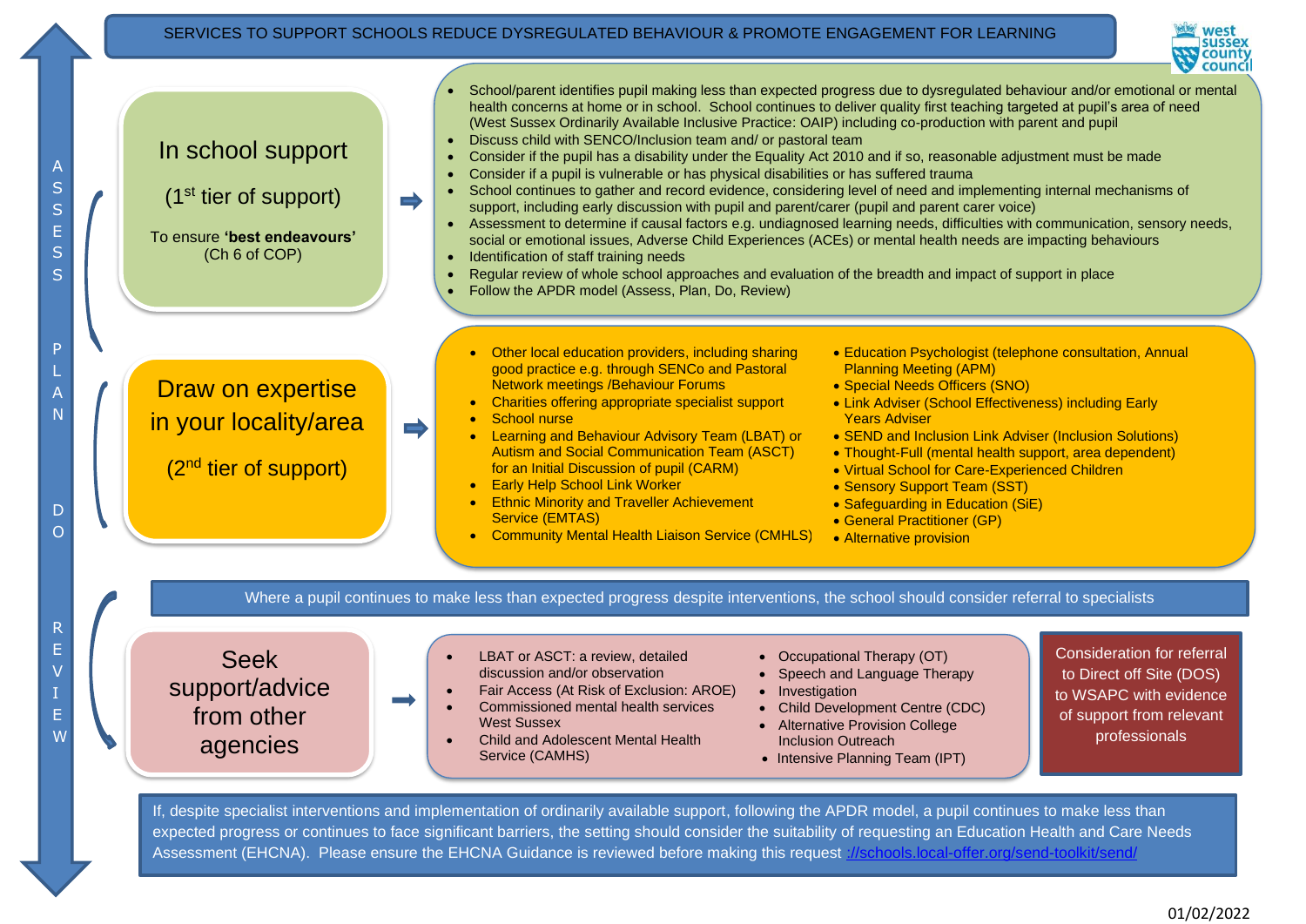# SERVICES TO SUPPORT SCHOOLS REDUCE DYSREGULATED BEHAVIOUR & PROMOTE ENGAGEMENT FOR LEARNING

west sussex county council

ASSESS – PLAN – DO – REVIEW

## In school support

(1st tier of support)

To ensure **'best endeavours'** (Ch 6 of COP)

- School/parent identifies pupil making less than expected progress due to dysregulated behaviour and/or emotional or mental health concerns at home or in school. School continues to deliver quality first teaching targeted at pupil's area of need (West Sussex Ordinarily Available Inclusive Practice: OAIP) including co-production with parent and pupil
- Discuss child with SENCO/Inclusion team and/ or pastoral team
- Consider if the pupil has a disability under the Equality Act 2010 and if so, reasonable adjustment must be made
- Consider if a pupil is vulnerable or has physical disabilities or has suffered trauma
- School continues to gather and record evidence, considering level of need and implementing internal mechanisms of support, including early discussion with pupil and parent/carer (pupil and parent carer voice)
- Assessment to determine if causal factors e.g. undiagnosed learning needs, difficulties with communication, sensory needs, social or emotional issues, Adverse Child Experiences (ACEs) or mental health needs are impacting behaviours
- Identification of staff training needs
- Regular review of whole school approaches and evaluation of the breadth and impact of support in place
- Follow the APDR model (Assess, Plan, Do, Review)

## Draw on expertise in your locality/area

(2nd tier of support)

- Other local education providers, including sharing good practice e.g. through SENCo and Pastoral Network meetings /Behaviour Forums
- Charities offering appropriate specialist support
- School nurse
- Learning and Behaviour Advisory Team (LBAT) or Autism and Social Communication Team (ASCT) for an Initial Discussion of pupil (CARM)
- Early Help School Link Worker
- Ethnic Minority and Traveller Achievement Service (EMTAS)
- Community Mental Health Liaison Service (CMHLS)
- Education Psychologist (telephone consultation, Annual Planning Meeting (APM)
- Special Needs Officers (SNO)
- Link Adviser (School Effectiveness) including Early Years Adviser
- SEND and Inclusion Link Adviser (Inclusion Solutions)
- Thought-Full (mental health support, area dependent)
- Virtual School for Care-Experienced Children
- Sensory Support Team (SST)
- Safeguarding in Education (SiE)
- General Practitioner (GP)
- Alternative provision

Where a pupil continues to make less than expected progress despite interventions, the school should consider referral to specialists

## Seek support/advice from other agencies

- LBAT or ASCT: a review, detailed discussion and/or observation
- Fair Access (At Risk of Exclusion: AROE)
- Commissioned mental health services West Sussex
- Child and Adolescent Mental Health Service (CAMHS)
- Occupational Therapy (OT)
- Speech and Language Therapy
- Investigation
- Child Development Centre (CDC)
- Alternative Provision College Inclusion Outreach
- Intensive Planning Team (IPT)

Consideration for referral to Direct off Site (DOS) to WSAPC with evidence of support from relevant professionals

If, despite specialist interventions and implementation of ordinarily available support, following the APDR model, a pupil continues to make less than expected progress or continues to face significant barriers, the setting should consider the suitability of requesting an Education Health and Care Needs Assessment (EHCNA). Please ensure the EHCNA Guidance is reviewed before making this request ://schools.local-offer.org/send-toolkit/send/

01/02/2022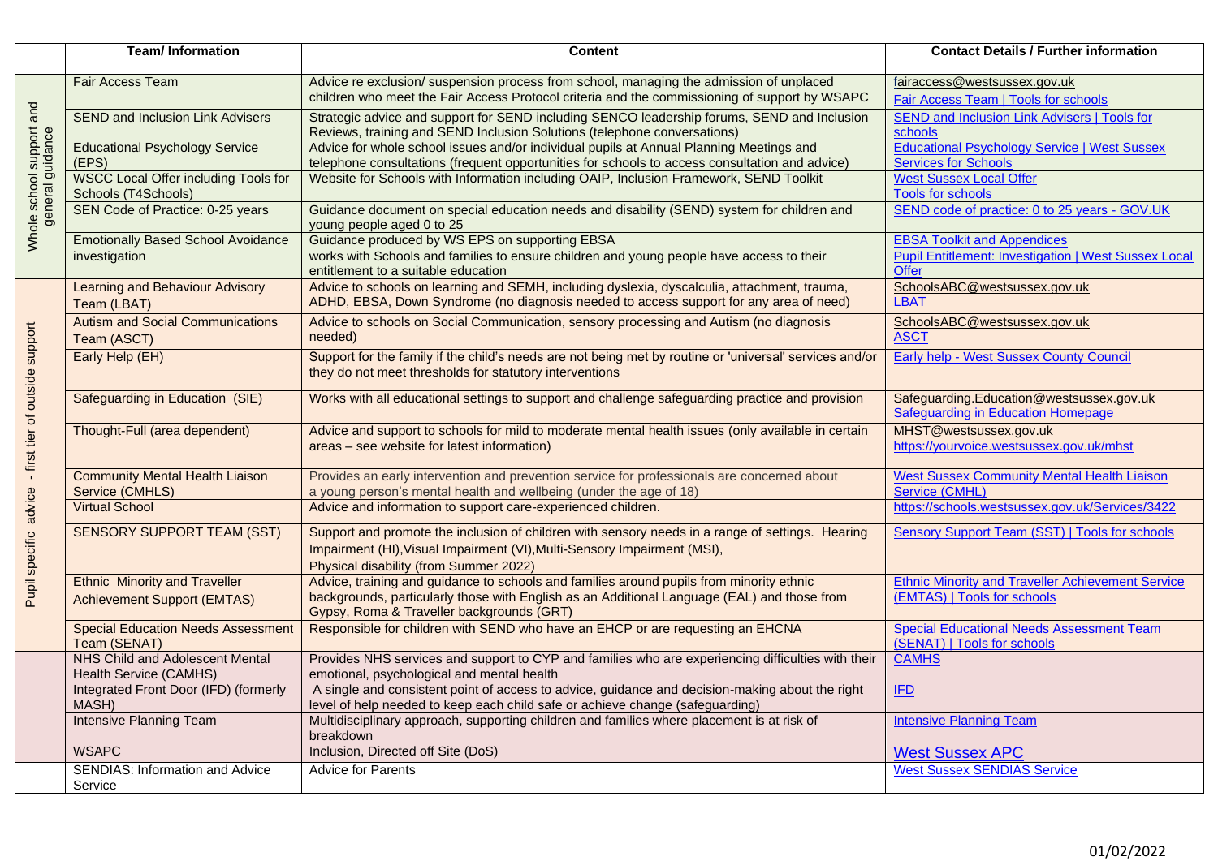| | Team/ Information | Content | Contact Details / Further information |
|---|---|---|---|
| Whole school support and general guidance | Fair Access Team | Advice re exclusion/ suspension process from school, managing the admission of unplaced children who meet the Fair Access Protocol criteria and the commissioning of support by WSAPC | fairaccess@westsussex.gov.uk<br>Fair Access Team \| Tools for schools |
| | SEND and Inclusion Link Advisers | Strategic advice and support for SEND including SENCO leadership forums, SEND and Inclusion Reviews, training and SEND Inclusion Solutions (telephone conversations) | SEND and Inclusion Link Advisers \| Tools for schools |
| | Educational Psychology Service (EPS) | Advice for whole school issues and/or individual pupils at Annual Planning Meetings and telephone consultations (frequent opportunities for schools to access consultation and advice) | Educational Psychology Service \| West Sussex Services for Schools |
| | WSCC Local Offer including Tools for Schools (T4Schools) | Website for Schools with Information including OAIP, Inclusion Framework, SEND Toolkit | West Sussex Local Offer<br>Tools for schools |
| | SEN Code of Practice: 0-25 years | Guidance document on special education needs and disability (SEND) system for children and young people aged 0 to 25 | SEND code of practice: 0 to 25 years - GOV.UK |
| | Emotionally Based School Avoidance | Guidance produced by WS EPS on supporting EBSA | EBSA Toolkit and Appendices |
| | investigation | works with Schools and families to ensure children and young people have access to their entitlement to a suitable education | Pupil Entitlement: Investigation \| West Sussex Local Offer |
| Pupil specific advice - first tier of outside support | Learning and Behaviour Advisory Team (LBAT) | Advice to schools on learning and SEMH, including dyslexia, dyscalculia, attachment, trauma, ADHD, EBSA, Down Syndrome (no diagnosis needed to access support for any area of need) | SchoolsABC@westsussex.gov.uk<br>LBAT |
| | Autism and Social Communications Team (ASCT) | Advice to schools on Social Communication, sensory processing and Autism (no diagnosis needed) | SchoolsABC@westsussex.gov.uk<br>ASCT |
| | Early Help (EH) | Support for the family if the child's needs are not being met by routine or 'universal' services and/or they do not meet thresholds for statutory interventions | Early help - West Sussex County Council |
| | Safeguarding in Education (SIE) | Works with all educational settings to support and challenge safeguarding practice and provision | Safeguarding.Education@westsussex.gov.uk<br>Safeguarding in Education Homepage |
| | Thought-Full (area dependent) | Advice and support to schools for mild to moderate mental health issues (only available in certain areas – see website for latest information) | MHST@westsussex.gov.uk<br>https://yourvoice.westsussex.gov.uk/mhst |
| | Community Mental Health Liaison Service (CMHLS) | Provides an early intervention and prevention service for professionals are concerned about a young person's mental health and wellbeing (under the age of 18) | West Sussex Community Mental Health Liaison Service (CMHL) |
| | Virtual School | Advice and information to support care-experienced children. | https://schools.westsussex.gov.uk/Services/3422 |
| | SENSORY SUPPORT TEAM (SST) | Support and promote the inclusion of children with sensory needs in a range of settings. Hearing Impairment (HI),Visual Impairment (VI),Multi-Sensory Impairment (MSI), Physical disability (from Summer 2022) | Sensory Support Team (SST) \| Tools for schools |
| | Ethnic Minority and Traveller Achievement Support (EMTAS) | Advice, training and guidance to schools and families around pupils from minority ethnic backgrounds, particularly those with English as an Additional Language (EAL) and those from Gypsy, Roma & Traveller backgrounds (GRT) | Ethnic Minority and Traveller Achievement Service (EMTAS) \| Tools for schools |
| | Special Education Needs Assessment Team (SENAT) | Responsible for children with SEND who have an EHCP or are requesting an EHCNA | Special Educational Needs Assessment Team (SENAT) \| Tools for schools |
| | NHS Child and Adolescent Mental Health Service (CAMHS) | Provides NHS services and support to CYP and families who are experiencing difficulties with their emotional, psychological and mental health | CAMHS |
| | Integrated Front Door (IFD) (formerly MASH) | A single and consistent point of access to advice, guidance and decision-making about the right level of help needed to keep each child safe or achieve change (safeguarding) | IFD |
| | Intensive Planning Team | Multidisciplinary approach, supporting children and families where placement is at risk of breakdown | Intensive Planning Team |
| | WSAPC | Inclusion, Directed off Site (DoS) | West Sussex APC |
| | SENDIAS: Information and Advice Service | Advice for Parents | West Sussex SENDIAS Service |

01/02/2022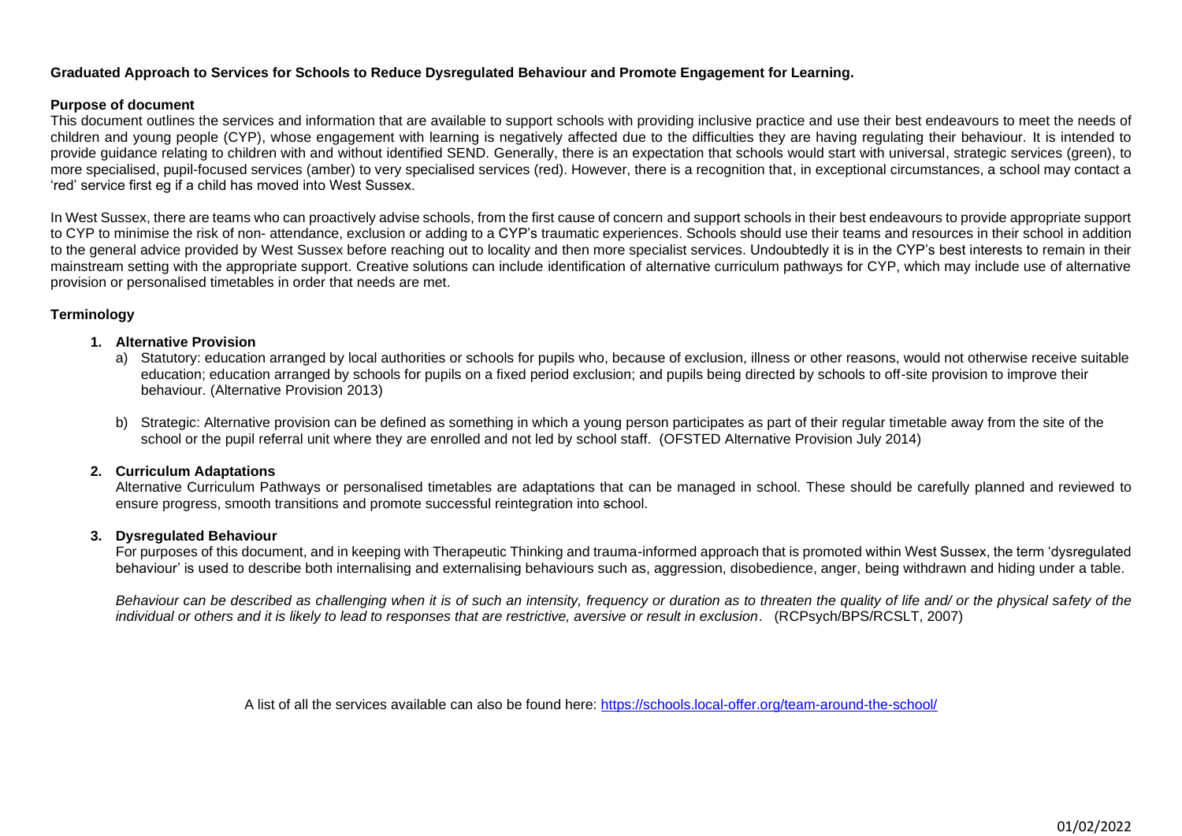**Graduated Approach to Services for Schools to Reduce Dysregulated Behaviour and Promote Engagement for Learning.**

**Purpose of document**

This document outlines the services and information that are available to support schools with providing inclusive practice and use their best endeavours to meet the needs of children and young people (CYP), whose engagement with learning is negatively affected due to the difficulties they are having regulating their behaviour. It is intended to provide guidance relating to children with and without identified SEND. Generally, there is an expectation that schools would start with universal, strategic services (green), to more specialised, pupil-focused services (amber) to very specialised services (red). However, there is a recognition that, in exceptional circumstances, a school may contact a 'red' service first eg if a child has moved into West Sussex.

In West Sussex, there are teams who can proactively advise schools, from the first cause of concern and support schools in their best endeavours to provide appropriate support to CYP to minimise the risk of non- attendance, exclusion or adding to a CYP's traumatic experiences. Schools should use their teams and resources in their school in addition to the general advice provided by West Sussex before reaching out to locality and then more specialist services. Undoubtedly it is in the CYP's best interests to remain in their mainstream setting with the appropriate support. Creative solutions can include identification of alternative curriculum pathways for CYP, which may include use of alternative provision or personalised timetables in order that needs are met.

**Terminology**

1. **Alternative Provision**
   a) Statutory: education arranged by local authorities or schools for pupils who, because of exclusion, illness or other reasons, would not otherwise receive suitable education; education arranged by schools for pupils on a fixed period exclusion; and pupils being directed by schools to off-site provision to improve their behaviour. (Alternative Provision 2013)

   b) Strategic: Alternative provision can be defined as something in which a young person participates as part of their regular timetable away from the site of the school or the pupil referral unit where they are enrolled and not led by school staff. (OFSTED Alternative Provision July 2014)

2. **Curriculum Adaptations**
   Alternative Curriculum Pathways or personalised timetables are adaptations that can be managed in school. These should be carefully planned and reviewed to ensure progress, smooth transitions and promote successful reintegration into school.

3. **Dysregulated Behaviour**
   For purposes of this document, and in keeping with Therapeutic Thinking and trauma-informed approach that is promoted within West Sussex, the term 'dysregulated behaviour' is used to describe both internalising and externalising behaviours such as, aggression, disobedience, anger, being withdrawn and hiding under a table.

   *Behaviour can be described as challenging when it is of such an intensity, frequency or duration as to threaten the quality of life and/ or the physical safety of the individual or others and it is likely to lead to responses that are restrictive, aversive or result in exclusion*. (RCPsych/BPS/RCSLT, 2007)

A list of all the services available can also be found here: https://schools.local-offer.org/team-around-the-school/

01/02/2022